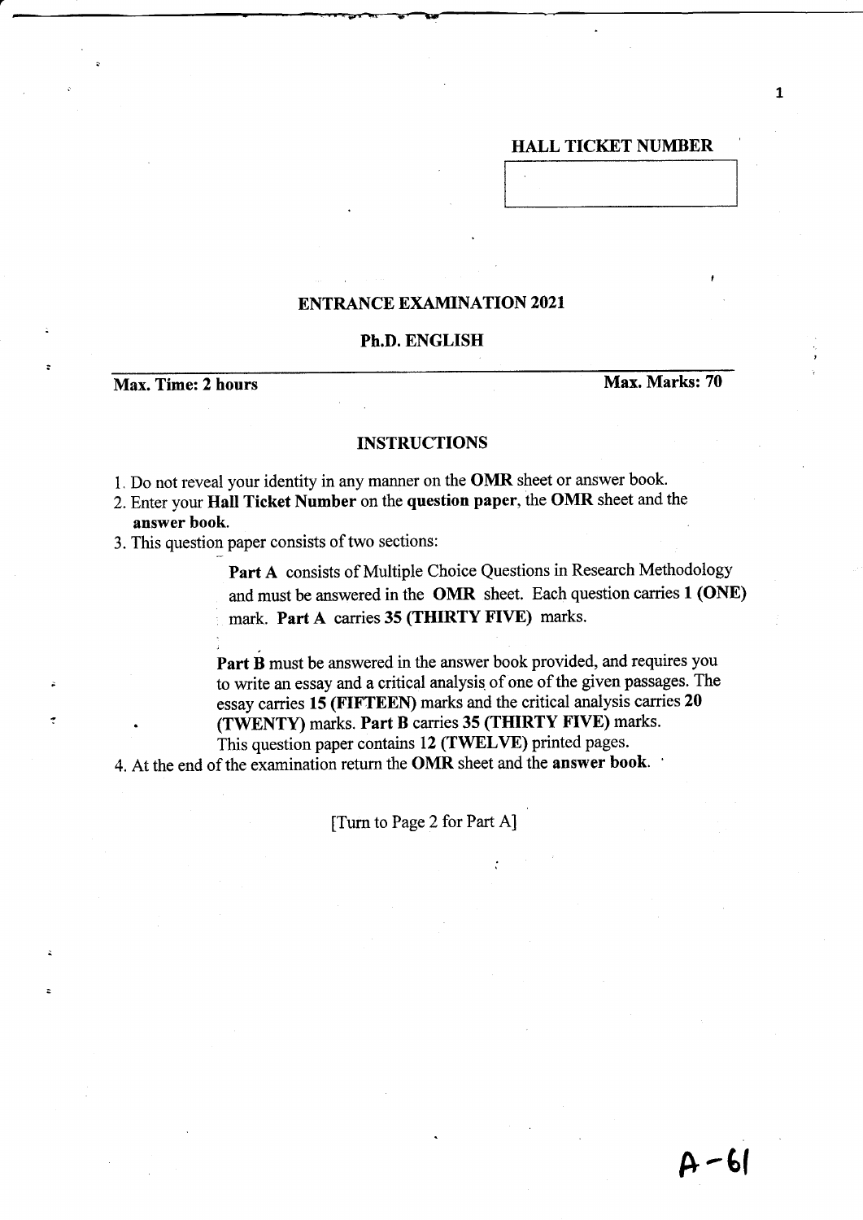**HALL TICKET NUMBER**

| |
|---|
| |

**ENTRANCE EXAMINATION 2021**

**Ph.D. ENGLISH**

**Max. Time: 2 hours** **Max. Marks: 70**

**INSTRUCTIONS**

1. Do not reveal your identity in any manner on the **OMR** sheet or answer book.
2. Enter your **Hall Ticket Number** on the **question paper**, the **OMR** sheet and the **answer book.**
3. This question paper consists of two sections:

   **Part A** consists of Multiple Choice Questions in Research Methodology and must be answered in the **OMR** sheet. Each question carries **1 (ONE)** mark. **Part A** carries **35 (THIRTY FIVE)** marks.

   **Part B** must be answered in the answer book provided, and requires you to write an essay and a critical analysis of one of the given passages. The essay carries **15 (FIFTEEN)** marks and the critical analysis carries **20 (TWENTY)** marks. **Part B** carries **35 (THIRTY FIVE)** marks.
   This question paper contains **12 (TWELVE)** printed pages.
4. At the end of the examination return the **OMR** sheet and the **answer book.**

[Turn to Page 2 for Part A]

A-61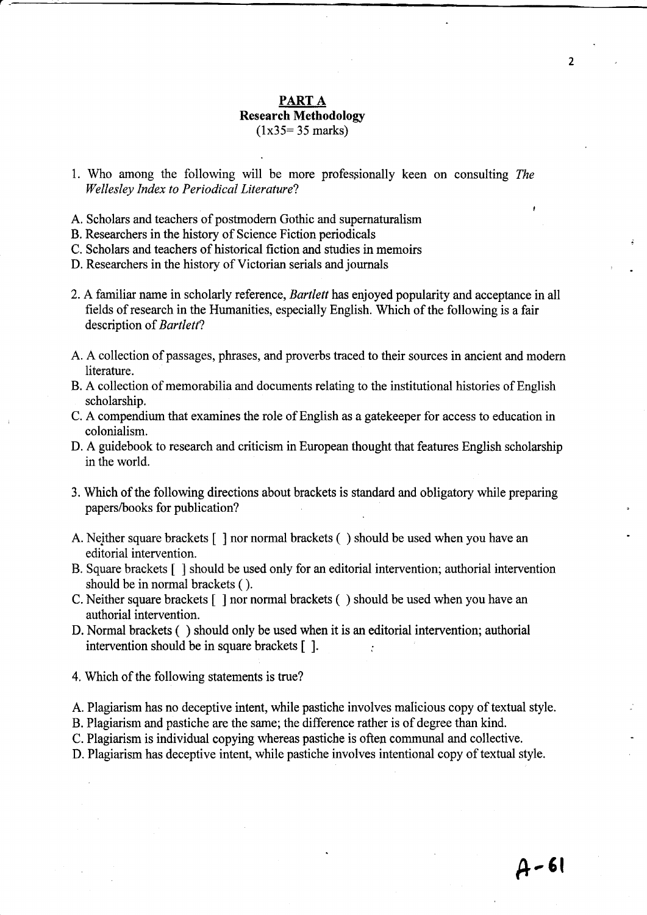## PART A

### Research Methodology

(1x35= 35 marks)

1. Who among the following will be more professionally keen on consulting *The Wellesley Index to Periodical Literature*?

A. Scholars and teachers of postmodern Gothic and supernaturalism
B. Researchers in the history of Science Fiction periodicals
C. Scholars and teachers of historical fiction and studies in memoirs
D. Researchers in the history of Victorian serials and journals

2. A familiar name in scholarly reference, *Bartlett* has enjoyed popularity and acceptance in all fields of research in the Humanities, especially English. Which of the following is a fair description of *Bartlett*?

A. A collection of passages, phrases, and proverbs traced to their sources in ancient and modern literature.
B. A collection of memorabilia and documents relating to the institutional histories of English scholarship.
C. A compendium that examines the role of English as a gatekeeper for access to education in colonialism.
D. A guidebook to research and criticism in European thought that features English scholarship in the world.

3. Which of the following directions about brackets is standard and obligatory while preparing papers/books for publication?

A. Neither square brackets [ ] nor normal brackets ( ) should be used when you have an editorial intervention.
B. Square brackets [ ] should be used only for an editorial intervention; authorial intervention should be in normal brackets ( ).
C. Neither square brackets [ ] nor normal brackets ( ) should be used when you have an authorial intervention.
D. Normal brackets ( ) should only be used when it is an editorial intervention; authorial intervention should be in square brackets [ ].

4. Which of the following statements is true?

A. Plagiarism has no deceptive intent, while pastiche involves malicious copy of textual style.
B. Plagiarism and pastiche are the same; the difference rather is of degree than kind.
C. Plagiarism is individual copying whereas pastiche is often communal and collective.
D. Plagiarism has deceptive intent, while pastiche involves intentional copy of textual style.

A-61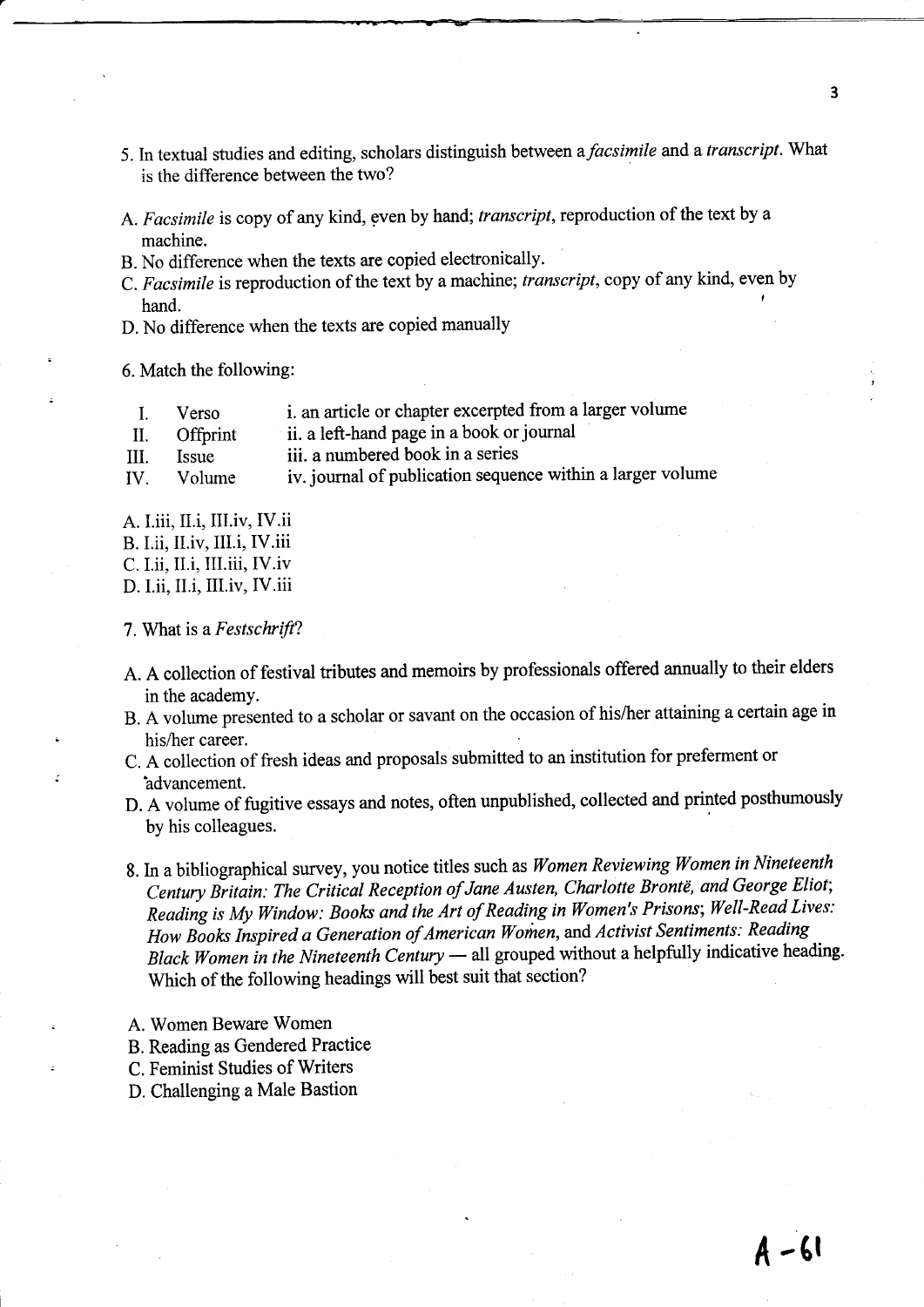5. In textual studies and editing, scholars distinguish between a *facsimile* and a *transcript*. What is the difference between the two?

A. *Facsimile* is copy of any kind, even by hand; *transcript*, reproduction of the text by a machine.
B. No difference when the texts are copied electronically.
C. *Facsimile* is reproduction of the text by a machine; *transcript*, copy of any kind, even by hand.
D. No difference when the texts are copied manually

6. Match the following:

| | | |
|---|---|---|
| I. | Verso | i. an article or chapter excerpted from a larger volume |
| II. | Offprint | ii. a left-hand page in a book or journal |
| III. | Issue | iii. a numbered book in a series |
| IV. | Volume | iv. journal of publication sequence within a larger volume |

A. I.iii, II.i, III.iv, IV.ii
B. I.ii, II.iv, III.i, IV.iii
C. I.ii, II.i, III.iii, IV.iv
D. I.ii, II.i, III.iv, IV.iii

7. What is a *Festschrift*?

A. A collection of festival tributes and memoirs by professionals offered annually to their elders in the academy.
B. A volume presented to a scholar or savant on the occasion of his/her attaining a certain age in his/her career.
C. A collection of fresh ideas and proposals submitted to an institution for preferment or advancement.
D. A volume of fugitive essays and notes, often unpublished, collected and printed posthumously by his colleagues.

8. In a bibliographical survey, you notice titles such as *Women Reviewing Women in Nineteenth Century Britain: The Critical Reception of Jane Austen, Charlotte Brontë, and George Eliot*; *Reading is My Window: Books and the Art of Reading in Women's Prisons*; *Well-Read Lives: How Books Inspired a Generation of American Women*, and *Activist Sentiments: Reading Black Women in the Nineteenth Century* — all grouped without a helpfully indicative heading. Which of the following headings will best suit that section?

A. Women Beware Women
B. Reading as Gendered Practice
C. Feminist Studies of Writers
D. Challenging a Male Bastion

A -61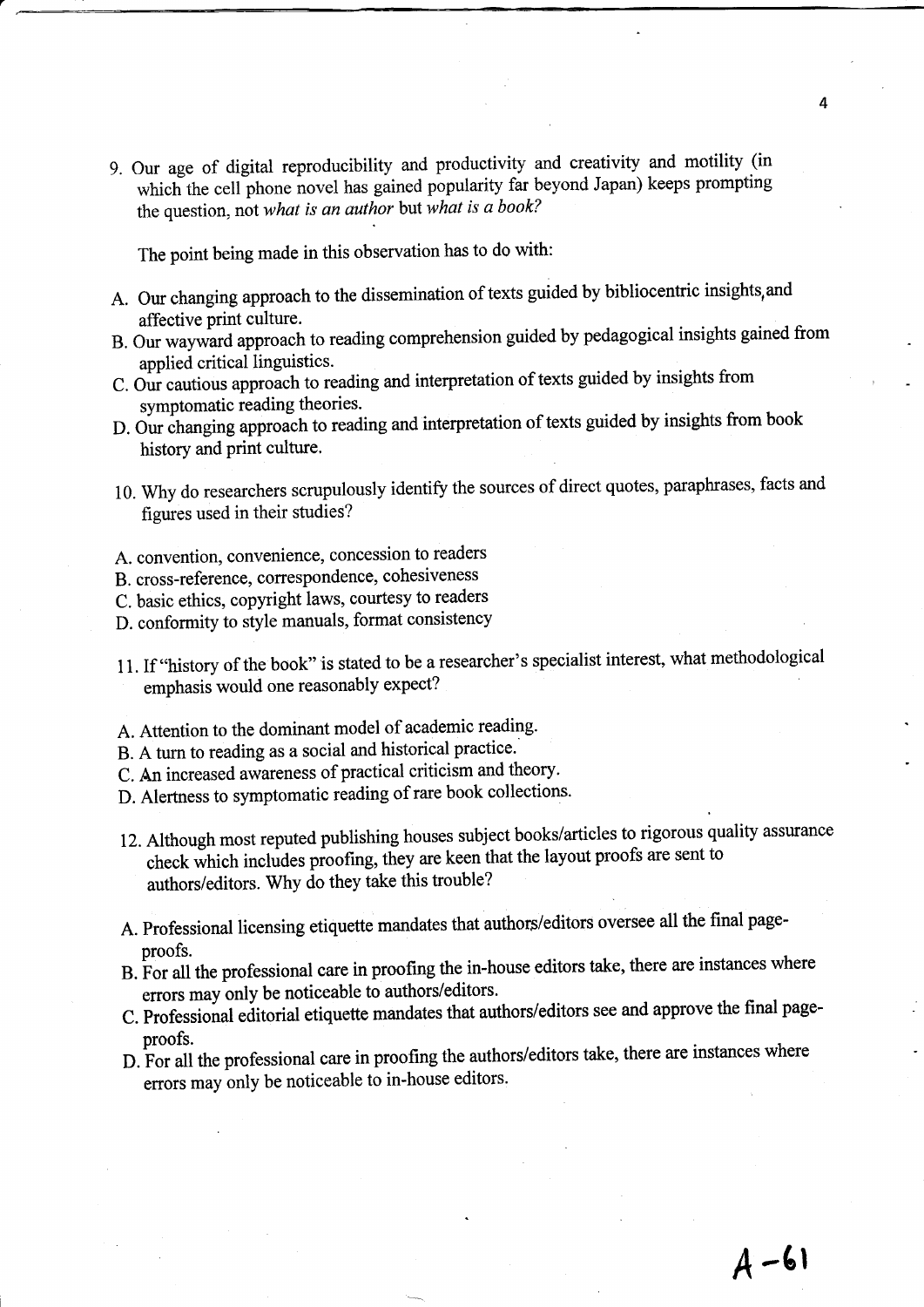9. Our age of digital reproducibility and productivity and creativity and motility (in which the cell phone novel has gained popularity far beyond Japan) keeps prompting the question, not *what is an author* but *what is a book?*

   The point being made in this observation has to do with:

A. Our changing approach to the dissemination of texts guided by bibliocentric insights, and affective print culture.
B. Our wayward approach to reading comprehension guided by pedagogical insights gained from applied critical linguistics.
C. Our cautious approach to reading and interpretation of texts guided by insights from symptomatic reading theories.
D. Our changing approach to reading and interpretation of texts guided by insights from book history and print culture.

10. Why do researchers scrupulously identify the sources of direct quotes, paraphrases, facts and figures used in their studies?

A. convention, convenience, concession to readers
B. cross-reference, correspondence, cohesiveness
C. basic ethics, copyright laws, courtesy to readers
D. conformity to style manuals, format consistency

11. If "history of the book" is stated to be a researcher's specialist interest, what methodological emphasis would one reasonably expect?

A. Attention to the dominant model of academic reading.
B. A turn to reading as a social and historical practice.
C. An increased awareness of practical criticism and theory.
D. Alertness to symptomatic reading of rare book collections.

12. Although most reputed publishing houses subject books/articles to rigorous quality assurance check which includes proofing, they are keen that the layout proofs are sent to authors/editors. Why do they take this trouble?

A. Professional licensing etiquette mandates that authors/editors oversee all the final page-proofs.
B. For all the professional care in proofing the in-house editors take, there are instances where errors may only be noticeable to authors/editors.
C. Professional editorial etiquette mandates that authors/editors see and approve the final page-proofs.
D. For all the professional care in proofing the authors/editors take, there are instances where errors may only be noticeable to in-house editors.

A-61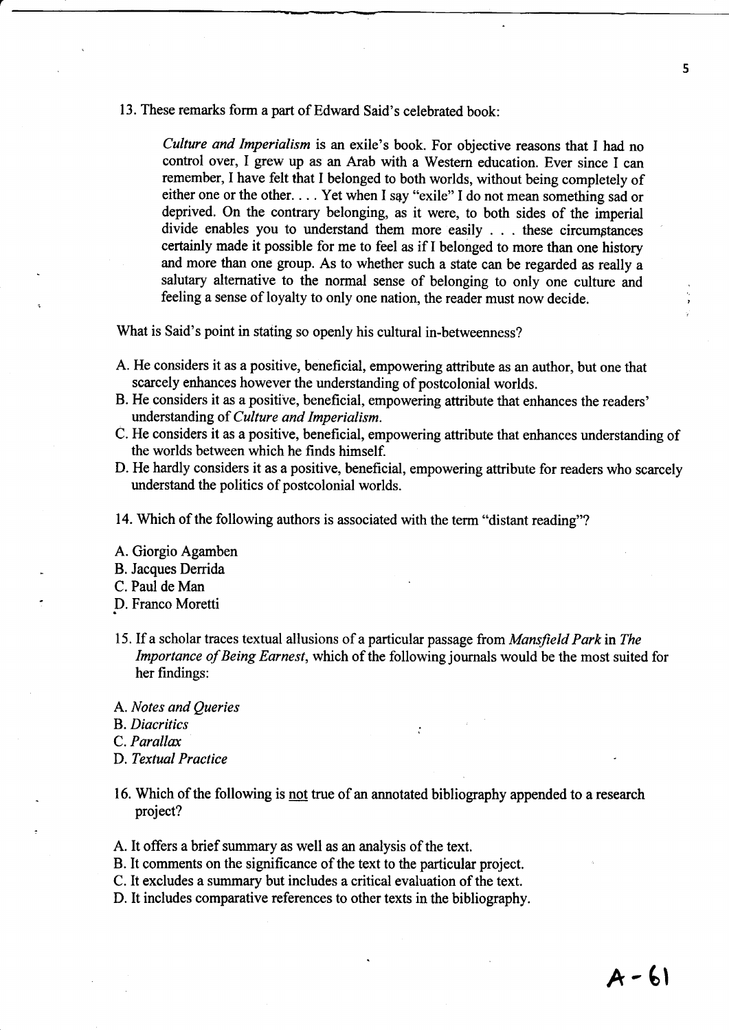13. These remarks form a part of Edward Said's celebrated book:

> *Culture and Imperialism* is an exile's book. For objective reasons that I had no control over, I grew up as an Arab with a Western education. Ever since I can remember, I have felt that I belonged to both worlds, without being completely of either one or the other. . . . Yet when I say "exile" I do not mean something sad or deprived. On the contrary belonging, as it were, to both sides of the imperial divide enables you to understand them more easily . . . these circumstances certainly made it possible for me to feel as if I belonged to more than one history and more than one group. As to whether such a state can be regarded as really a salutary alternative to the normal sense of belonging to only one culture and feeling a sense of loyalty to only one nation, the reader must now decide.

What is Said's point in stating so openly his cultural in-betweenness?

A. He considers it as a positive, beneficial, empowering attribute as an author, but one that scarcely enhances however the understanding of postcolonial worlds.
B. He considers it as a positive, beneficial, empowering attribute that enhances the readers' understanding of *Culture and Imperialism.*
C. He considers it as a positive, beneficial, empowering attribute that enhances understanding of the worlds between which he finds himself.
D. He hardly considers it as a positive, beneficial, empowering attribute for readers who scarcely understand the politics of postcolonial worlds.

14. Which of the following authors is associated with the term "distant reading"?

A. Giorgio Agamben
B. Jacques Derrida
C. Paul de Man
D. Franco Moretti

15. If a scholar traces textual allusions of a particular passage from *Mansfield Park* in *The Importance of Being Earnest*, which of the following journals would be the most suited for her findings:

A. *Notes and Queries*
B. *Diacritics*
C. *Parallax*
D. *Textual Practice*

16. Which of the following is not true of an annotated bibliography appended to a research project?

A. It offers a brief summary as well as an analysis of the text.
B. It comments on the significance of the text to the particular project.
C. It excludes a summary but includes a critical evaluation of the text.
D. It includes comparative references to other texts in the bibliography.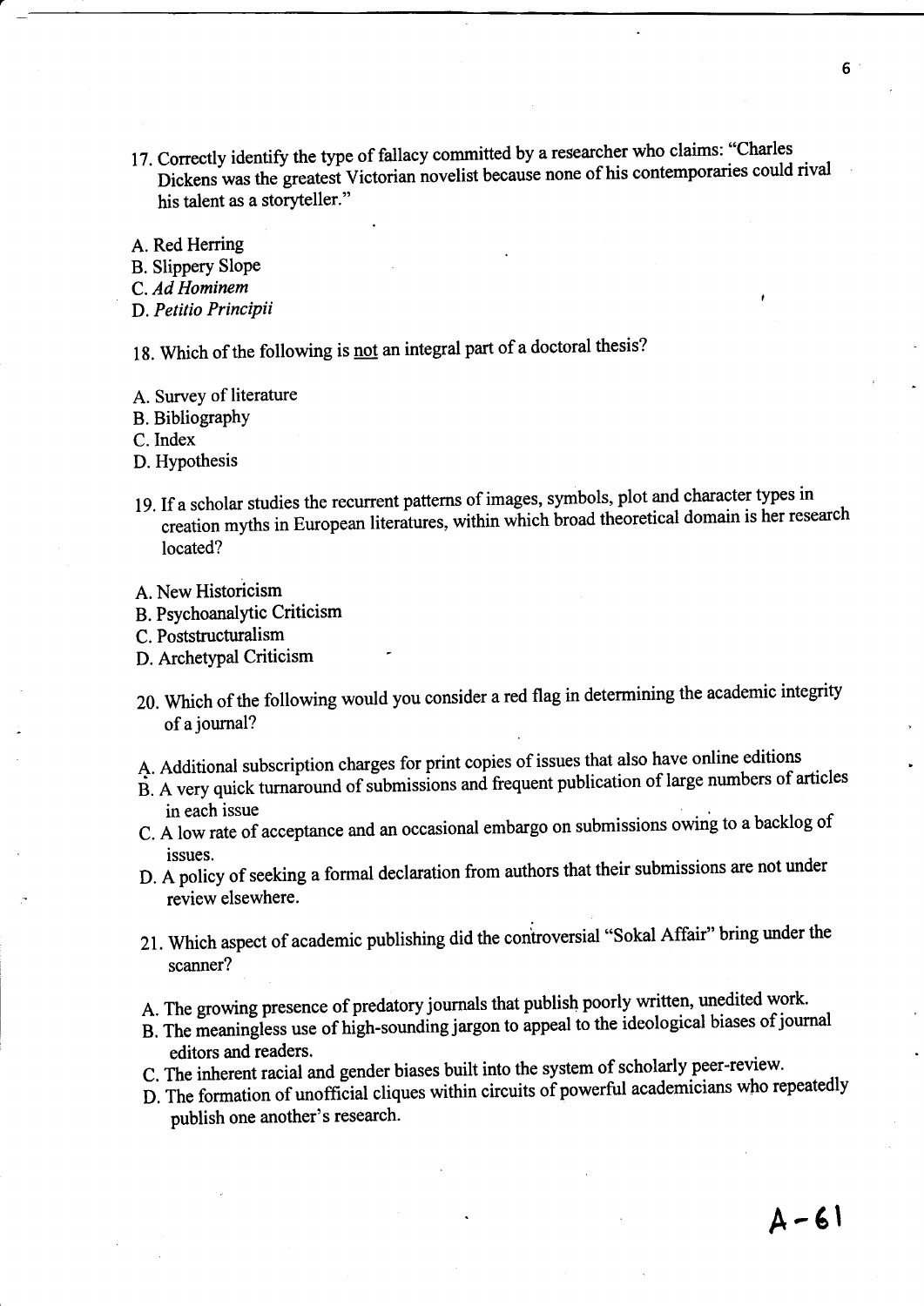17. Correctly identify the type of fallacy committed by a researcher who claims: "Charles Dickens was the greatest Victorian novelist because none of his contemporaries could rival his talent as a storyteller."

A. Red Herring
B. Slippery Slope
C. *Ad Hominem*
D. *Petitio Principii*

18. Which of the following is <u>not</u> an integral part of a doctoral thesis?

A. Survey of literature
B. Bibliography
C. Index
D. Hypothesis

19. If a scholar studies the recurrent patterns of images, symbols, plot and character types in creation myths in European literatures, within which broad theoretical domain is her research located?

A. New Historicism
B. Psychoanalytic Criticism
C. Poststructuralism
D. Archetypal Criticism

20. Which of the following would you consider a red flag in determining the academic integrity of a journal?

A. Additional subscription charges for print copies of issues that also have online editions
B. A very quick turnaround of submissions and frequent publication of large numbers of articles in each issue
C. A low rate of acceptance and an occasional embargo on submissions owing to a backlog of issues.
D. A policy of seeking a formal declaration from authors that their submissions are not under review elsewhere.

21. Which aspect of academic publishing did the controversial "Sokal Affair" bring under the scanner?

A. The growing presence of predatory journals that publish poorly written, unedited work.
B. The meaningless use of high-sounding jargon to appeal to the ideological biases of journal editors and readers.
C. The inherent racial and gender biases built into the system of scholarly peer-review.
D. The formation of unofficial cliques within circuits of powerful academicians who repeatedly publish one another's research.

A-61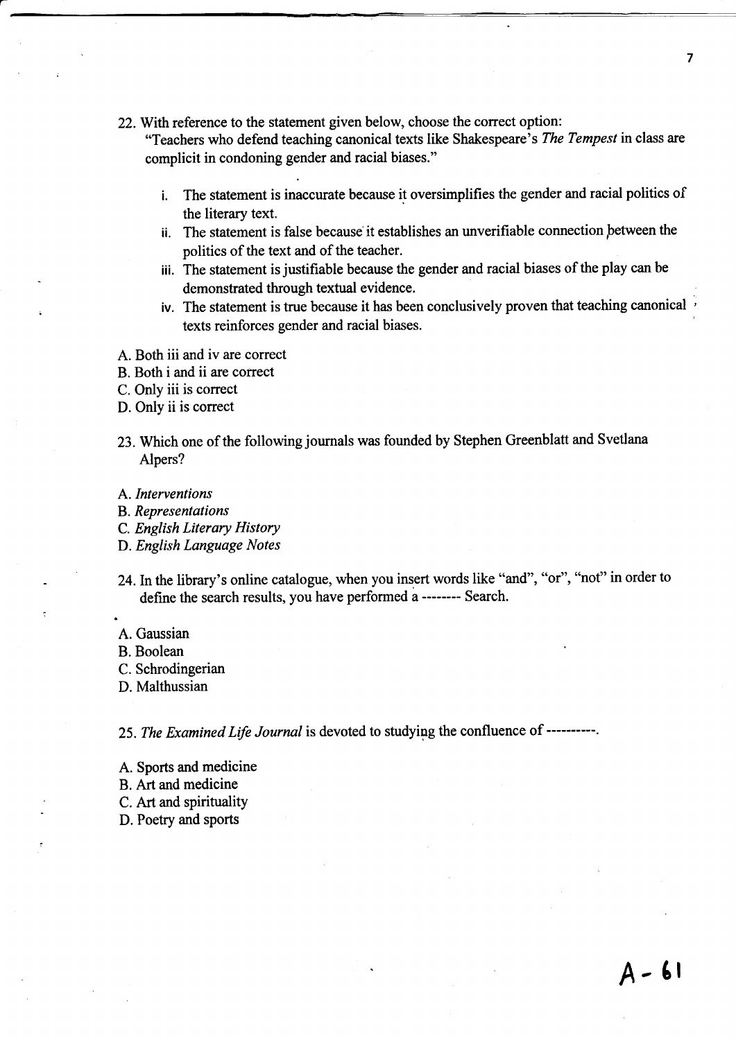22. With reference to the statement given below, choose the correct option:
    "Teachers who defend teaching canonical texts like Shakespeare's *The Tempest* in class are complicit in condoning gender and racial biases."

    i. The statement is inaccurate because it oversimplifies the gender and racial politics of the literary text.
    ii. The statement is false because it establishes an unverifiable connection between the politics of the text and of the teacher.
    iii. The statement is justifiable because the gender and racial biases of the play can be demonstrated through textual evidence.
    iv. The statement is true because it has been conclusively proven that teaching canonical texts reinforces gender and racial biases.

A. Both iii and iv are correct
B. Both i and ii are correct
C. Only iii is correct
D. Only ii is correct

23. Which one of the following journals was founded by Stephen Greenblatt and Svetlana Alpers?

A. *Interventions*
B. *Representations*
C. *English Literary History*
D. *English Language Notes*

24. In the library's online catalogue, when you insert words like "and", "or", "not" in order to define the search results, you have performed a -------- Search.

A. Gaussian
B. Boolean
C. Schrodingerian
D. Malthussian

25. *The Examined Life Journal* is devoted to studying the confluence of ----------.

A. Sports and medicine
B. Art and medicine
C. Art and spirituality
D. Poetry and sports

A-61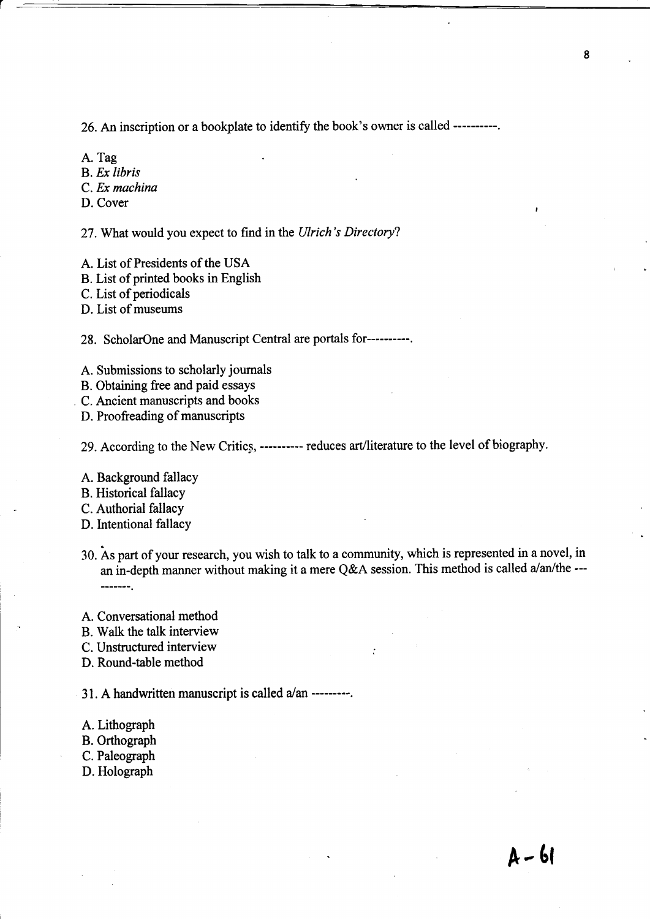26. An inscription or a bookplate to identify the book's owner is called ----------.

A. Tag
B. *Ex libris*
C. *Ex machina*
D. Cover

27. What would you expect to find in the *Ulrich's Directory*?

A. List of Presidents of the USA
B. List of printed books in English
C. List of periodicals
D. List of museums

28. ScholarOne and Manuscript Central are portals for----------.

A. Submissions to scholarly journals
B. Obtaining free and paid essays
C. Ancient manuscripts and books
D. Proofreading of manuscripts

29. According to the New Critics, ---------- reduces art/literature to the level of biography.

A. Background fallacy
B. Historical fallacy
C. Authorial fallacy
D. Intentional fallacy

30. As part of your research, you wish to talk to a community, which is represented in a novel, in an in-depth manner without making it a mere Q&A session. This method is called a/an/the ----------.

A. Conversational method
B. Walk the talk interview
C. Unstructured interview
D. Round-table method

31. A handwritten manuscript is called a/an ---------.

A. Lithograph
B. Orthograph
C. Paleograph
D. Holograph

A-61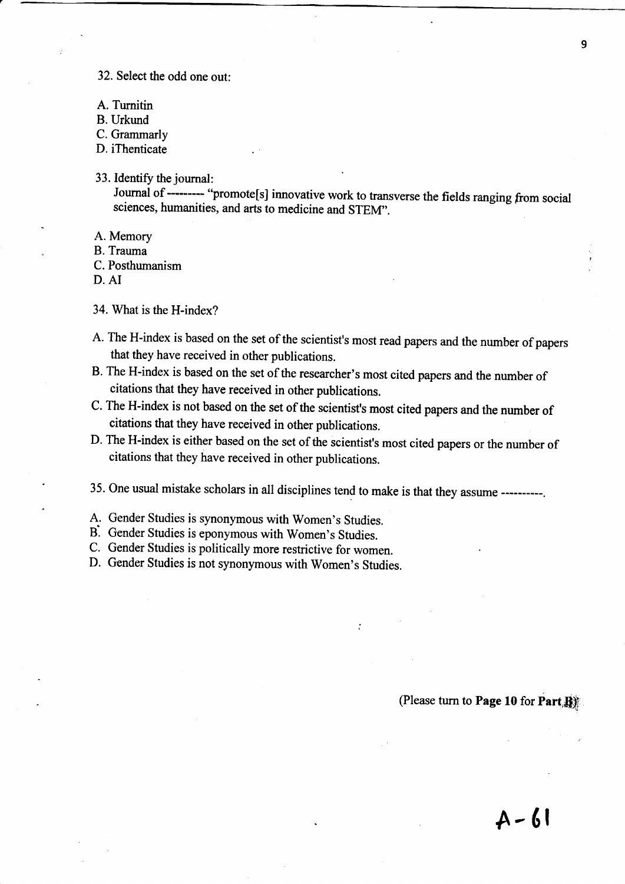32. Select the odd one out:

A. Turnitin
B. Urkund
C. Grammarly
D. iThenticate

33. Identify the journal:
Journal of --------- "promote[s] innovative work to transverse the fields ranging from social sciences, humanities, and arts to medicine and STEM".

A. Memory
B. Trauma
C. Posthumanism
D. AI

34. What is the H-index?

A. The H-index is based on the set of the scientist's most read papers and the number of papers that they have received in other publications.
B. The H-index is based on the set of the researcher's most cited papers and the number of citations that they have received in other publications.
C. The H-index is not based on the set of the scientist's most cited papers and the number of citations that they have received in other publications.
D. The H-index is either based on the set of the scientist's most cited papers or the number of citations that they have received in other publications.

35. One usual mistake scholars in all disciplines tend to make is that they assume ----------.

A. Gender Studies is synonymous with Women's Studies.
B. Gender Studies is eponymous with Women's Studies.
C. Gender Studies is politically more restrictive for women.
D. Gender Studies is not synonymous with Women's Studies.

(Please turn to **Page 10** for **Part B**)

A-61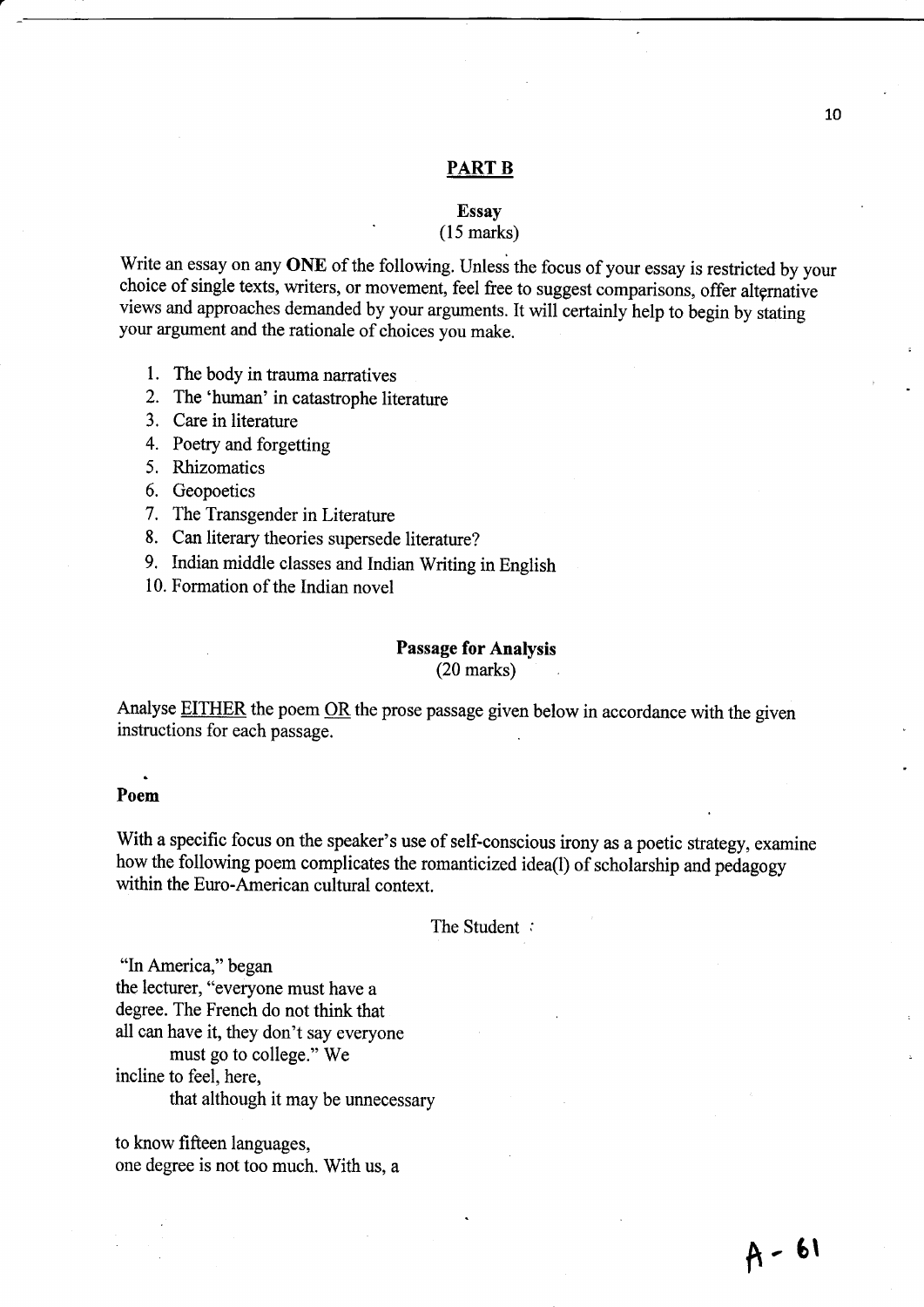## PART B

### Essay
(15 marks)

Write an essay on any **ONE** of the following. Unless the focus of your essay is restricted by your choice of single texts, writers, or movement, feel free to suggest comparisons, offer alternative views and approaches demanded by your arguments. It will certainly help to begin by stating your argument and the rationale of choices you make.

1. The body in trauma narratives
2. The 'human' in catastrophe literature
3. Care in literature
4. Poetry and forgetting
5. Rhizomatics
6. Geopoetics
7. The Transgender in Literature
8. Can literary theories supersede literature?
9. Indian middle classes and Indian Writing in English
10. Formation of the Indian novel

### Passage for Analysis
(20 marks)

Analyse EITHER the poem OR the prose passage given below in accordance with the given instructions for each passage.

**Poem**

With a specific focus on the speaker's use of self-conscious irony as a poetic strategy, examine how the following poem complicates the romanticized idea(l) of scholarship and pedagogy within the Euro-American cultural context.

The Student

"In America," began
the lecturer, "everyone must have a
degree. The French do not think that
all can have it, they don't say everyone
    must go to college." We
incline to feel, here,
    that although it may be unnecessary

to know fifteen languages,
one degree is not too much. With us, a

A - 61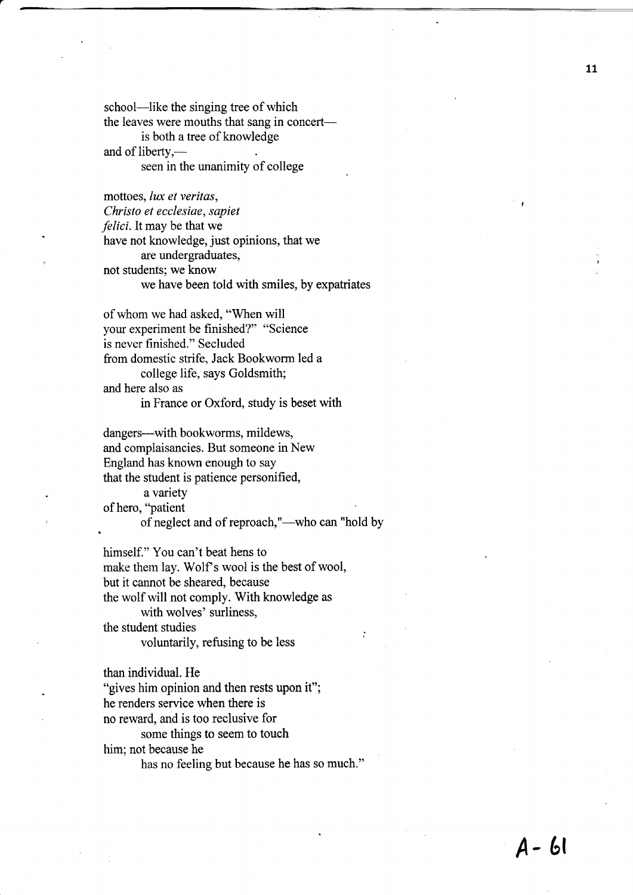school—like the singing tree of which  
the leaves were mouths that sang in concert—  
    is both a tree of knowledge  
and of liberty,—  
    seen in the unanimity of college

mottoes, *lux et veritas*,  
*Christo et ecclesiae, sapiet*  
*felici*. It may be that we  
have not knowledge, just opinions, that we  
    are undergraduates,  
not students; we know  
    we have been told with smiles, by expatriates

of whom we had asked, "When will  
your experiment be finished?" "Science  
is never finished." Secluded  
from domestic strife, Jack Bookworm led a  
    college life, says Goldsmith;  
and here also as  
    in France or Oxford, study is beset with

dangers—with bookworms, mildews,  
and complaisancies. But someone in New  
England has known enough to say  
that the student is patience personified,  
    a variety  
of hero, "patient  
    of neglect and of reproach,"—who can "hold by

himself." You can't beat hens to  
make them lay. Wolf's wool is the best of wool,  
but it cannot be sheared, because  
the wolf will not comply. With knowledge as  
    with wolves' surliness,  
the student studies  
    voluntarily, refusing to be less

than individual. He  
"gives him opinion and then rests upon it";  
he renders service when there is  
no reward, and is too reclusive for  
    some things to seem to touch  
him; not because he  
    has no feeling but because he has so much."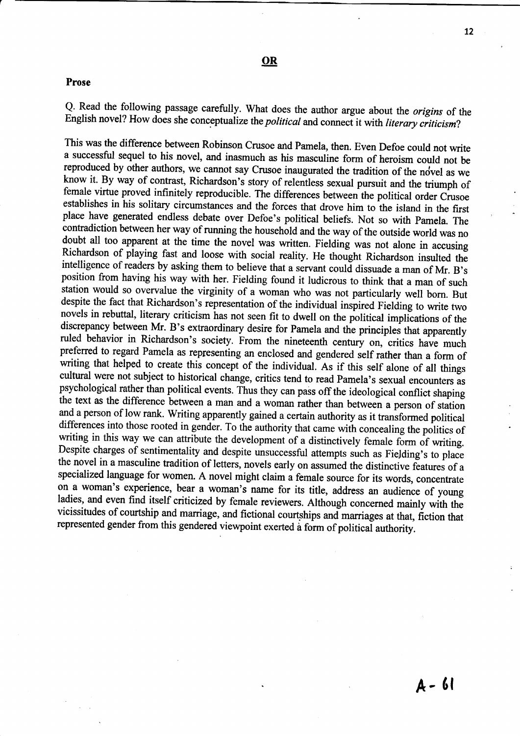**OR**

**Prose**

Q. Read the following passage carefully. What does the author argue about the *origins* of the English novel? How does she conceptualize the *political* and connect it with *literary criticism*?

This was the difference between Robinson Crusoe and Pamela, then. Even Defoe could not write a successful sequel to his novel, and inasmuch as his masculine form of heroism could not be reproduced by other authors, we cannot say Crusoe inaugurated the tradition of the novel as we know it. By way of contrast, Richardson's story of relentless sexual pursuit and the triumph of female virtue proved infinitely reproducible. The differences between the political order Crusoe establishes in his solitary circumstances and the forces that drove him to the island in the first place have generated endless debate over Defoe's political beliefs. Not so with Pamela. The contradiction between her way of running the household and the way of the outside world was no doubt all too apparent at the time the novel was written. Fielding was not alone in accusing Richardson of playing fast and loose with social reality. He thought Richardson insulted the intelligence of readers by asking them to believe that a servant could dissuade a man of Mr. B's position from having his way with her. Fielding found it ludicrous to think that a man of such station would so overvalue the virginity of a woman who was not particularly well born. But despite the fact that Richardson's representation of the individual inspired Fielding to write two novels in rebuttal, literary criticism has not seen fit to dwell on the political implications of the discrepancy between Mr. B's extraordinary desire for Pamela and the principles that apparently ruled behavior in Richardson's society. From the nineteenth century on, critics have much preferred to regard Pamela as representing an enclosed and gendered self rather than a form of writing that helped to create this concept of the individual. As if this self alone of all things cultural were not subject to historical change, critics tend to read Pamela's sexual encounters as psychological rather than political events. Thus they can pass off the ideological conflict shaping the text as the difference between a man and a woman rather than between a person of station and a person of low rank. Writing apparently gained a certain authority as it transformed political differences into those rooted in gender. To the authority that came with concealing the politics of writing in this way we can attribute the development of a distinctively female form of writing. Despite charges of sentimentality and despite unsuccessful attempts such as Fielding's to place the novel in a masculine tradition of letters, novels early on assumed the distinctive features of a specialized language for women. A novel might claim a female source for its words, concentrate on a woman's experience, bear a woman's name for its title, address an audience of young ladies, and even find itself criticized by female reviewers. Although concerned mainly with the vicissitudes of courtship and marriage, and fictional courtships and marriages at that, fiction that represented gender from this gendered viewpoint exerted a form of political authority.

A - 61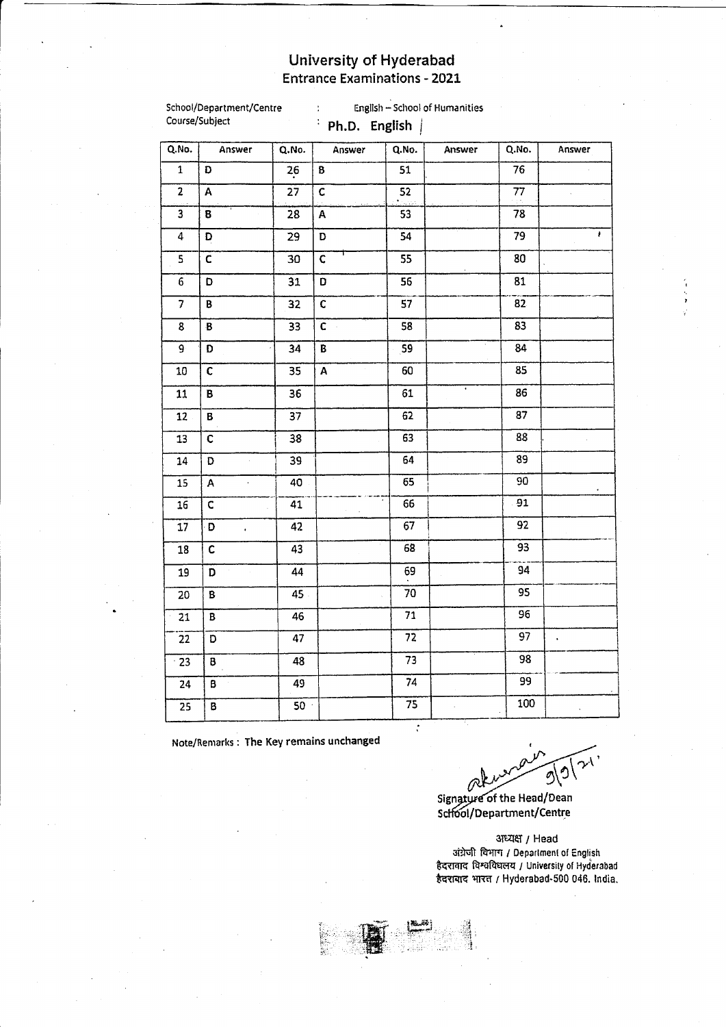# University of Hyderabad
## Entrance Examinations - 2021

School/Department/Centre : English – School of Humanities
Course/Subject : **Ph.D. English**

| Q.No. | Answer | Q.No. | Answer | Q.No. | Answer | Q.No. | Answer |
|---|---|---|---|---|---|---|---|
| 1 | D | 26 | B | 51 | | 76 | |
| 2 | A | 27 | C | 52 | | 77 | |
| 3 | B | 28 | A | 53 | | 78 | |
| 4 | D | 29 | D | 54 | | 79 | |
| 5 | C | 30 | C | 55 | | 80 | |
| 6 | D | 31 | D | 56 | | 81 | |
| 7 | B | 32 | C | 57 | | 82 | |
| 8 | B | 33 | C | 58 | | 83 | |
| 9 | D | 34 | B | 59 | | 84 | |
| 10 | C | 35 | A | 60 | | 85 | |
| 11 | B | 36 | | 61 | | 86 | |
| 12 | B | 37 | | 62 | | 87 | |
| 13 | C | 38 | | 63 | | 88 | |
| 14 | D | 39 | | 64 | | 89 | |
| 15 | A | 40 | | 65 | | 90 | |
| 16 | C | 41 | | 66 | | 91 | |
| 17 | D | 42 | | 67 | | 92 | |
| 18 | C | 43 | | 68 | | 93 | |
| 19 | D | 44 | | 69 | | 94 | |
| 20 | B | 45 | | 70 | | 95 | |
| 21 | B | 46 | | 71 | | 96 | |
| 22 | D | 47 | | 72 | | 97 | |
| 23 | B | 48 | | 73 | | 98 | |
| 24 | B | 49 | | 74 | | 99 | |
| 25 | B | 50 | | 75 | | 100 | |

Note/Remarks : The Key remains unchanged

9/3/21

Signature of the Head/Dean
School/Department/Centre

अध्यक्ष / Head
अंग्रेजी विभाग / Department of English
हैदराबाद विश्वविद्यालय / University of Hyderabad
हैदराबाद भारत / Hyderabad-500 046. India.